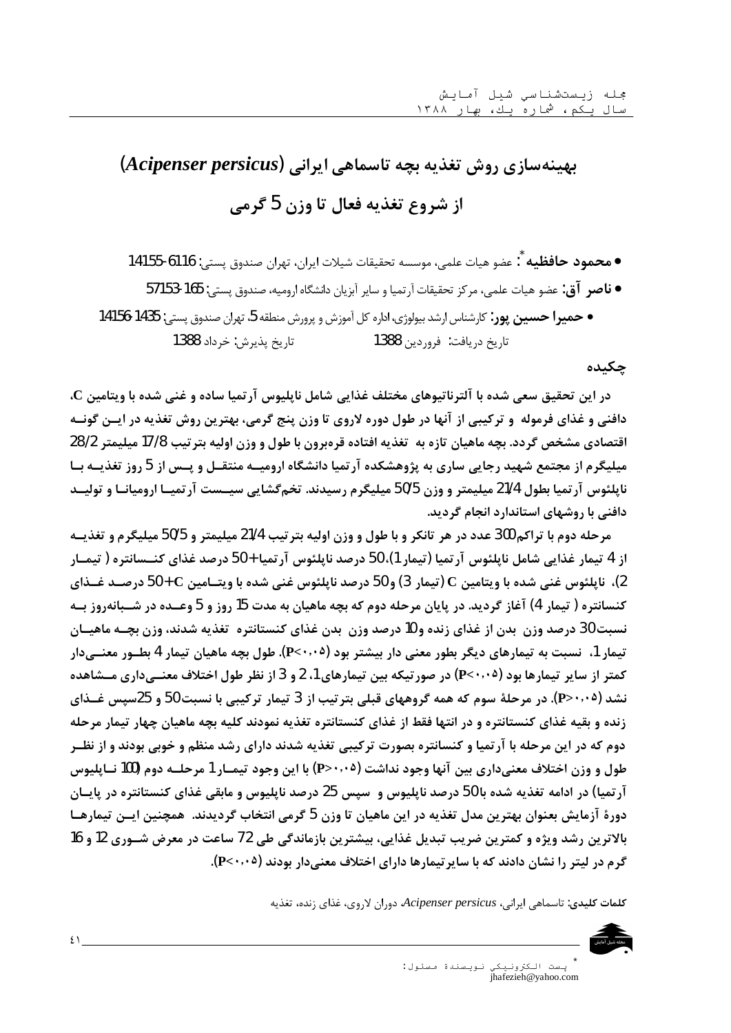# بهینه‌سازی روش تغذیه بچه تاسماهی ایرانی (*Acipenser persicus*) از شروع تغذیه فعال تا وزن 5 گرمی

- **محمود حافظیه**[*]: عضو هیات علمی، موسسه تحقیقات شیلات ایران، تهران صندوق پستی: 6116-14155
- **ناصر آق**: عضو هیات علمی، مرکز تحقیقات آرتمیا و سایر آبزیان دانشگاه ارومیه، صندوق پستی: 165-57153
- **حمیرا حسین پور**: کارشناس ارشد بیولوژی، اداره کل آموزش و پرورش منطقه 5، تهران صندوق پستی: 1435-14156

تاریخ دریافت: فروردین 1388 تاریخ پذیرش: خرداد 1388

## چکیده

در این تحقیق سعی شده با آلترناتیوهای مختلف غذایی شامل ناپلیوس آرتمیا ساده و غنی شده با ویتامین C، دافنی و غذای فرموله و ترکیبی از آنها در طول دوره لاروی تا وزن پنج گرمی، بهترین روش تغذیه در این گونه اقتصادی مشخص گردد. بچه ماهیان تازه به تغذیه افتاده قره‌برون با طول و وزن اولیه بترتیب 17/8 میلیمتر 28/2 میلیگرم از مجتمع شهید رجایی ساری به پژوهشکده آرتمیا دانشگاه ارومیه منتقل و پس از 5 روز تغذیه با ناپلئوس آرتمیا بطول 21/4 میلیمتر و وزن 50/5 میلیگرم رسیدند. تخم‌گشایی سیست آرتمیا ارومیانا و تولید دافنی با روشهای استاندارد انجام گردید.

مرحله دوم با تراکم 300 عدد در هر تانکر و با طول و وزن اولیه بترتیب 21/4 میلیمتر و 50/5 میلیگرم و تغذیه از 4 تیمار غذایی شامل ناپلئوس آرتمیا (تیمار 1)، 50 درصد ناپلئوس آرتمیا+50 درصد غذای کنسانتره ( تیمار 2)، ناپلئوس غنی شده با ویتامین C (تیمار 3) و 50 درصد ناپلئوس غنی شده با ویتامین C+50 درصد غذای کنسانتره ( تیمار 4) آغاز گردید. در پایان مرحله دوم که بچه ماهیان به مدت 15 روز و 5 وعده در شبانه‌روز به نسبت 30 درصد وزن بدن از غذای زنده و 10 درصد وزن بدن غذای کنستانتره تغذیه شدند، وزن بچه ماهیان تیمار 1، نسبت به تیمارهای دیگر بطور معنی دار بیشتر بود ($P<0.05$). طول بچه ماهیان تیمار 4 بطور معنی‌دار کمتر از سایر تیمارها بود ($P<0.05$) در صورتیکه بین تیمارهای 1، 2 و 3 از نظر طول اختلاف معنی‌داری مشاهده نشد ($P>0.05$). در مرحلهٔ سوم که همه گروههای قبلی بترتیب از 3 تیمار ترکیبی با نسبت 50 و 25 سپس غذای زنده و بقیه غذای کنستانتره و در انتها فقط از غذای کنستانتره تغذیه نمودند کلیه بچه ماهیان چهار تیمار مرحله دوم که در این مرحله با آرتمیا و کنسانتره بصورت ترکیبی تغذیه شدند دارای رشد منظم و خوبی بودند و از نظر طول و وزن اختلاف معنی‌داری بین آنها وجود نداشت ($P>0.05$) با این وجود تیمار 1 مرحله دوم (100 ناپلیوس آرتمیا) در ادامه تغذیه شده با 50 درصد ناپلیوس و سپس 25 درصد ناپلیوس و مابقی غذای کنستانتره در پایان دورهٔ آزمایش بعنوان بهترین مدل تغذیه در این ماهیان تا وزن 5 گرمی انتخاب گردیدند. همچنین این تیمارها بالاترین رشد ویژه و کمترین ضریب تبدیل غذایی، بیشترین بازماندگی طی 72 ساعت در معرض شوری 12 و 16 گرم در لیتر را نشان دادند که با سایر تیمارها دارای اختلاف معنی‌دار بودند ($P<0.05$).

**کلمات کلیدی:** تاسماهی ایرانی، *Acipenser persicus*، دوران لاروی، غذای زنده، تغذیه

[*] پست الکترونیکی نویسندهٔ مسئول: jhafezieh@yahoo.com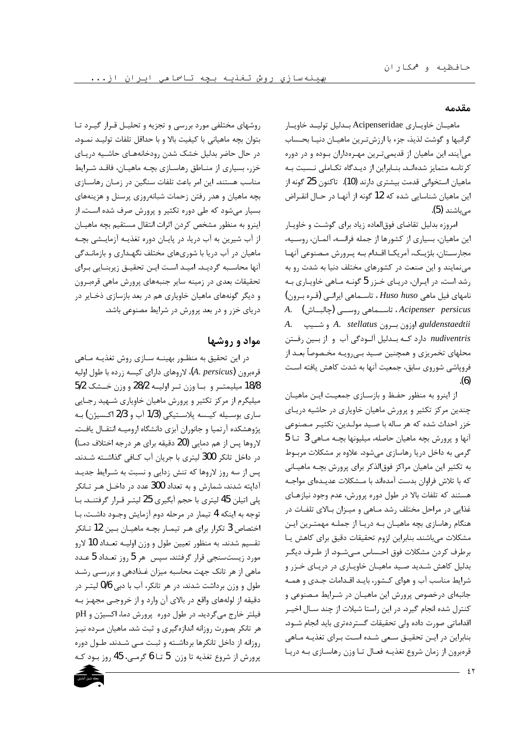## مقدمه

ماهیان خاویاری Acipenseridae بدلیل تولید خاویار گرانبها و گوشت لذیذ، جزء با ارزش‌ترین ماهیان دنیا بحساب می‌آیند. این ماهیان از قدیمی‌ترین مهره‌داران بوده و در دوره کرتاسه متمایز شده‌اند. بنابراین از دیدگاه تکاملی نسبت به ماهیان استخوانی قدمت بیشتری دارند (10). تاکنون 25 گونه از این ماهیان شناسایی شده که 12 گونه از آنها در حال انقراض می‌باشند (5).

امروزه بدلیل تقاضای فوق‌العاده زیاد برای گوشت و خاویار این ماهیان، بسیاری از کشورها از جمله فرانسه، آلمان، روسیه، مجارستان، بلژیک، آمریکا اقدام به پرورش مصنوعی آنها می‌نمایند و این صنعت در کشورهای مختلف دنیا به شدت رو به رشد است. در ایران، دریای خزر 5 گونه ماهی خاویاری به نامهای فیل ماهی *Huso huso*، تاسماهی ایرانی (قره برون) *Acipenser persicus*، تاسماهی روسی (چالباش) *A. guldenstaedtii*، اوزون برون *A. stellatus* و شیپ *A. nudiventris* دارد که بدلیل آلودگی آب و از بین رفتن محلهای تخمریزی و همچنین صید بی‌رویه مخصوصاً بعد از فروپاشی شوروی سابق، جمعیت آنها به شدت کاهش یافته است (6).

از اینرو به منظور حفظ و بازسازی جمعیت این ماهیان چندین مرکز تکثیر و پرورش ماهیان خاویاری در حاشیه دریای خزر احداث شده که هر ساله با صید مولدین، تکثیر مصنوعی آنها و پرورش بچه ماهیان حاصله، میلیونها بچه ماهی 3 تا 5 گرمی به داخل دریا رهاسازی می‌شود. علاوه بر مشکلات مربوط به تکثیر این ماهیان مراکز فوق‌الذکر برای پرورش بچه ماهیانی که با تلاش فراوان بدست آمده‌اند با مشکلات عدیده‌ای مواجه هستند که تلفات بالا در طول دوره پرورش، عدم وجود نیازهای غذایی در مراحل مختلف رشد ماهی و میزان بالای تلفات در هنگام رهاسازی بچه ماهیان به دریا از جمله مهمترین این مشکلات می‌باشند. بنابراین لزوم تحقیقات دقیق برای کاهش یا برطرف کردن مشکلات فوق احساس می‌شود. از طرف دیگر بدلیل کاهش شدید صید ماهیان خاویاری در دریای خزر و شرایط مناسب آب و هوای کشور، باید اقدامات جدی و همه جانبه‌ای درخصوص پرورش این ماهیان در شرایط مصنوعی و کنترل شده انجام گیرد. در این راستا شیلات از چند سال اخیر اقداماتی صورت داده ولی تحقیقات گسترده‌تری باید انجام شود. بنابراین در این تحقیق سعی شده است برای تغذیه ماهی قره‌برون از زمان شروع تغذیه فعال تا وزن رهاسازی به دریا روشهای مختلفی مورد بررسی و تجزیه و تحلیل قرار گیرد تا بتوان بچه ماهیانی با کیفیت بالا و با حداقل تلفات تولید نمود. در حال حاضر بدلیل خشک شدن رودخانه‌های حاشیه دریای خزر، بسیاری از مناطق رهاسازی بچه ماهیان، فاقد شرایط مناسب هستند. این امر باعث تلفات سنگین در زمان رهاسازی بچه ماهیان و هدر رفتن زحمات شبانه‌روزی پرسنل و هزینه‌های بسیار می‌شود که طی دوره تکثیر و پرورش صرف شده است. از اینرو به منظور مشخص کردن اثرات انتقال مستقیم بچه ماهیان از آب شیرین به آب دریا، در پایان دوره تغذیه آزمایشی بچه ماهیان در آب دریا با شوریهای مختلف نگهداری و بازماندگی آنها محاسبه گردید. امید است این تحقیق زیربنایی برای تحقیقات بعدی در زمینه سایر جنبه‌های پرورش ماهی قره‌برون و دیگر گونه‌های ماهیان خاویاری هم در بعد بازسازی ذخایر در دریای خزر و در بعد پرورش در شرایط مصنوعی باشد.

## مواد و روشها

در این تحقیق به منظور بهینه سازی روش تغذیه ماهی قره‌برون (*A. persicus*)، لاروهای دارای کیسه زرده با طول اولیه 18/8 میلیمتر و با وزن تر اولیه 28/2 و وزن خشک 5/2 میلیگرم از مرکز تکثیر و پرورش ماهیان خاویاری شهید رجایی ساری بوسیله کیسه پلاستیکی (1/3 آب و 2/3 اکسیژن) به پژوهشکده آرتمیا و جانوران آبزی دانشگاه ارومیه انتقال یافت. لاروها پس از هم دمایی (20 دقیقه برای هر درجه اختلاف دما) در داخل تانکر 300 لیتری با جریان آب کافی گذاشته شدند. پس از سه روز لاروها که تنش زدایی و نسبت به شرایط جدید آداپته شدند، شمارش و به تعداد 300 عدد در داخل هر تانکر پلی اتیلن 45 لیتری با حجم آبگیری 25 لیتر قرار گرفتند. با توجه به اینکه 4 تیمار در مرحله دوم آزمایش وجود داشت، با اختصاص 3 تکرار برای هر تیمار بچه ماهیان بین 12 تانکر تقسیم شدند. به منظور تعیین طول و وزن اولیه تعداد 10 لارو مورد زیست‌سنجی قرار گرفتند. سپس هر 5 روز تعداد 5 عدد ماهی از هر تانک جهت محاسبه میزان غذادهی و بررسی رشد طول و وزن برداشت شدند. در هر تانکر، آب با دبی 0/6 لیتر در دقیقه از لوله‌های واقع در بالای آن وارد و از خروجی مجهز به فیلتر خارج می‌گردید. در طول دوره پرورش دما، اکسیژن و pH هر تانکر بصورت روزانه اندازه‌گیری و ثبت شد. ماهیان مرده نیز روزانه از داخل تانکرها برداشته و ثبت می‌شدند. طول دوره پرورش از شروع تغذیه تا وزن 5 تا 6 گرمی، 45 روز بود که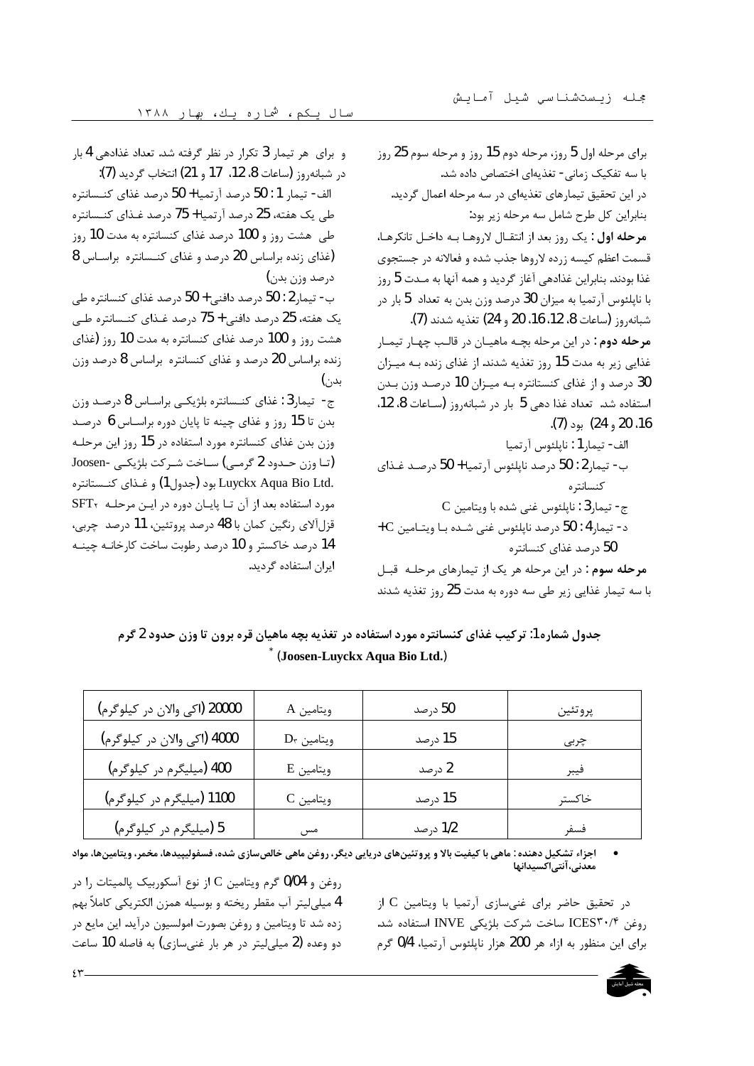برای مرحله اول 5 روز، مرحله دوم 15 روز و مرحله سوم 25 روز با سه تفکیک زمانی- تغذیه‌ای اختصاص داده شد.

در این تحقیق تیمارهای تغذیه‌ای در سه مرحله اعمال گردید. بنابراین کل طرح شامل سه مرحله زیر بود:

**مرحله اول**: یک روز بعد از انتقال لاروها به داخل تانکرها، قسمت اعظم کیسه زرده لاروها جذب شده و فعالانه در جستجوی غذا بودند. بنابراین غذادهی آغاز گردید و همه آنها به مدت 5 روز با ناپلئوس آرتمیا به میزان 30 درصد وزن بدن به تعداد 5 بار در شبانه‌روز (ساعات 8، 12، 16، 20 و 24) تغذیه شدند (7).

**مرحله دوم**: در این مرحله بچه ماهیان در قالب چهار تیمار غذایی زیر به مدت 15 روز تغذیه شدند. از غذای زنده به میزان 30 درصد و از غذای کنسانتره به میزان 10 درصد وزن بدن استفاده شد. تعداد غذا دهی 5 بار در شبانه‌روز (ساعات 8، 12، 16، 20 و 24) بود (7).

الف- تیمار1: ناپلئوس آرتمیا

ب- تیمار2: 50 درصد ناپلئوس آرتمیا+ 50 درصد غذای کنسانتره

ج- تیمار3: ناپلئوس غنی شده با ویتامین C

د- تیمار4: 50 درصد ناپلئوس غنی شده با ویتامین C+ 50 درصد غذای کنسانتره

**مرحله سوم**: در این مرحله هر یک از تیمارهای مرحله قبل با سه تیمار غذایی زیر طی سه دوره به مدت 25 روز تغذیه شدند و برای هر تیمار 3 تکرار در نظر گرفته شد. تعداد غذادهی 4 بار در شبانه‌روز (ساعات 8، 12، 17 و 21) انتخاب گردید (7):

الف- تیمار 1: 50 درصد آرتمیا+ 50 درصد غذای کنسانتره طی یک هفته، 25 درصد آرتمیا+ 75 درصد غذای کنسانتره طی هشت روز و 100 درصد غذای کنسانتره به مدت 10 روز (غذای زنده براساس 20 درصد و غذای کنسانتره براساس 8 درصد وزن بدن)

ب- تیمار2: 50 درصد دافنی+ 50 درصد غذای کنسانتره طی یک هفته، 25 درصد دافنی+ 75 درصد غذای کنسانتره طی هشت روز و 100 درصد غذای کنسانتره به مدت 10 روز (غذای زنده براساس 20 درصد و غذای کنسانتره براساس 8 درصد وزن بدن)

ج- تیمار3: غذای کنسانتره بلژیکی براساس 8 درصد وزن بدن تا 15 روز و غذای چینه تا پایان دوره براساس 6 درصد وزن بدن غذای کنسانتره مورد استفاده در 15 روز این مرحله (تا وزن حدود 2 گرمی) ساخت شرکت بلژیکی Joosen-Luyckx Aqua Bio Ltd. بود (جدول1) و غذای کنستانتره مورد استفاده بعد از آن تا پایان دوره در این مرحله $SFT_2$ قزل‌آلای رنگین کمان با 48 درصد پروتئین، 11 درصد چربی، 14 درصد خاکستر و 10 درصد رطوبت ساخت کارخانه چینه ایران استفاده گردید.

**جدول شماره1: ترکیب غذای کنسانتره مورد استفاده در تغذیه بچه ماهیان قره برون تا وزن حدود 2 گرم (Joosen-Luyckx Aqua Bio Ltd.)** *

| پروتئین | 50 درصد | ویتامین A | 20000 (اکی والان در کیلوگرم) |
|---|---|---|---|
| چربی | 15 درصد | ویتامین $D_3$ | 4000 (اکی والان در کیلوگرم) |
| فیبر | 2 درصد | ویتامین E | 400 (میلیگرم در کیلوگرم) |
| خاکستر | 15 درصد | ویتامین C | 1100 (میلیگرم در کیلوگرم) |
| فسفر | 1/2 درصد | مس | 5 (میلیگرم در کیلوگرم) |

* **اجزاء تشکیل دهنده: ماهی با کیفیت بالا و پروتئین‌های دریایی دیگر، روغن ماهی خالص‌سازی شده، فسفولیپیدها، مخمر، ویتامین‌ها، مواد معدنی، آنتی‌اکسیدانها**

در تحقیق حاضر برای غنی‌سازی آرتمیا با ویتامین C از روغن ICES30/4 ساخت شرکت بلژیکی INVE استفاده شد. برای این منظور به ازاء هر 200 هزار ناپلئوس آرتمیا، 0/4 گرم روغن و 0/04 گرم ویتامین C از نوع آسکوربیک پالمیتات را در 4 میلی‌لیتر آب مقطر ریخته و بوسیله همزن الکتریکی کاملاً بهم زده شد تا ویتامین و روغن بصورت امولسیون درآید. این مایع در دو وعده (2 میلی‌لیتر در هر بار غنی‌سازی) به فاصله 10 ساعت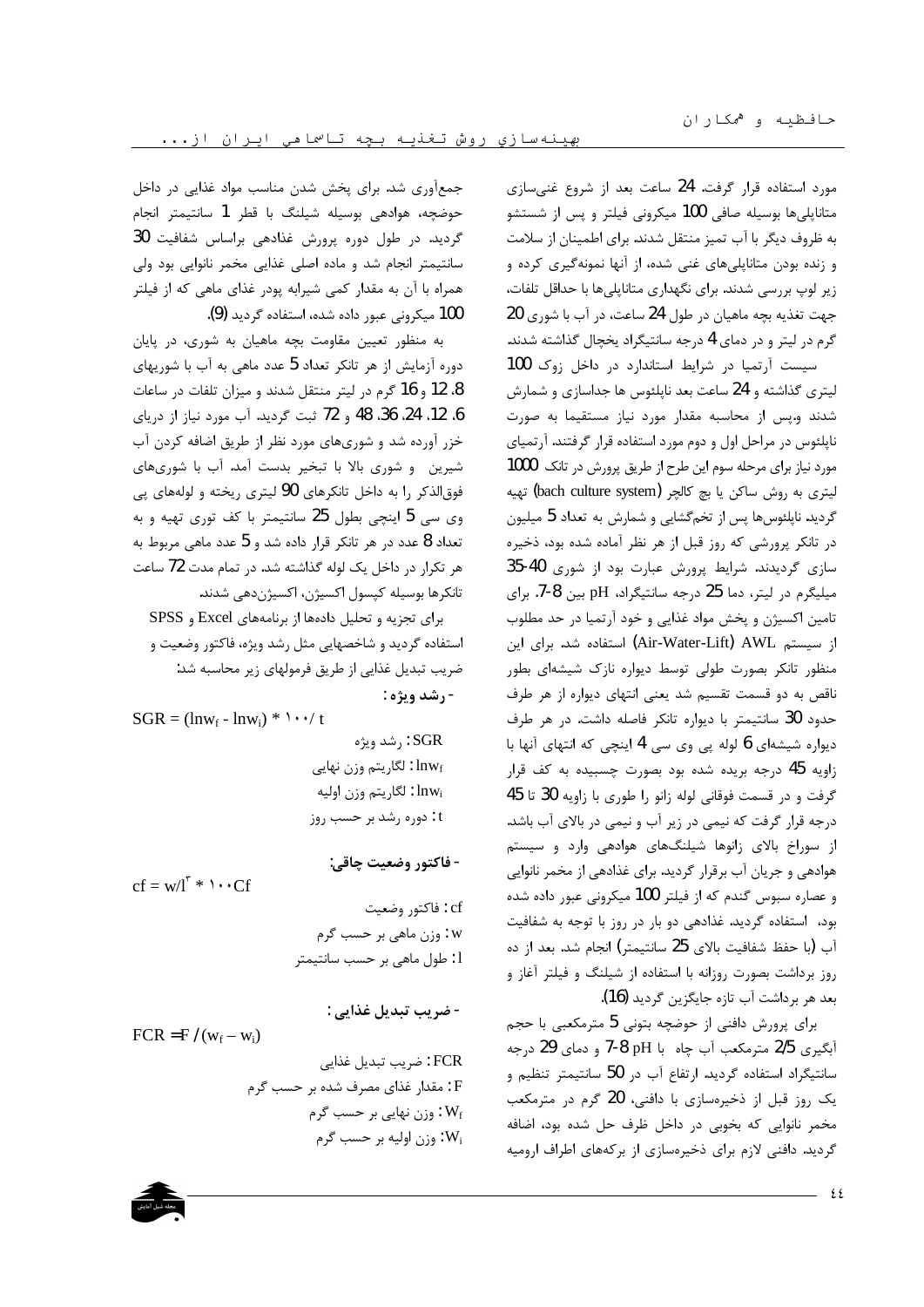مورد استفاده قرار گرفت. 24 ساعت بعد از شروع غنی‌سازی متاناپلی‌ها بوسیله صافی 100 میکرونی فیلتر و پس از شستشو به ظروف دیگر با آب تمیز منتقل شدند. برای اطمینان از سلامت و زنده بودن متاناپلی‌های غنی شده، از آنها نمونه‌گیری کرده و زیر لوپ بررسی شدند. برای نگهداری متاناپلی‌ها با حداقل تلفات، جهت تغذیه بچه ماهیان در طول 24 ساعت، در آب با شوری 20 گرم در لیتر و در دمای 4 درجه سانتیگراد یخچال گذاشته شدند.

سیست آرتمیا در شرایط استاندارد در داخل زوک 100 لیتری گذاشته و 24 ساعت بعد ناپلئوس ها جداسازی و شمارش شدند و،پس از محاسبه مقدار مورد نیاز مستقیما به صورت ناپلئوس در مراحل اول و دوم مورد استفاده قرار گرفتند. آرتمیای مورد نیاز برای مرحله سوم این طرح از طریق پرورش در تانک 1000 لیتری به روش ساکن یا بچ کالچر (bach culture system) تهیه گردید. ناپلئوس‌ها پس از تخم‌گشایی و شمارش به تعداد 5 میلیون در تانکر پرورشی که روز قبل از هر نظر آماده شده بود، ذخیره سازی گردیدند. شرایط پرورش عبارت بود از شوری 40-35 میلیگرم در لیتر، دما 25 درجه سانتیگراد، pH بین 8-7. برای تامین اکسیژن و پخش مواد غذایی و خود آرتمیا در حد مطلوب از سیستم AWL (Air-Water-Lift) استفاده شد. برای این منظور تانکر بصورت طولی توسط دیواره نازک شیشه‌ای بطور ناقص به دو قسمت تقسیم شد یعنی انتهای دیواره از هر طرف حدود 30 سانتیمتر با دیواره تانکر فاصله داشت. در هر طرف دیواره شیشه‌ای 6 لوله پی وی سی 4 اینچی که انتهای آنها با زاویه 45 درجه بریده شده بود بصورت چسبیده به کف قرار گرفت و در قسمت فوقانی لوله زانو را طوری با زاویه 30 تا 45 درجه قرار گرفت که نیمی در زیر آب و نیمی در بالای آب باشد. از سوراخ بالای زانوها شیلنگ‌های هوادهی وارد و سیستم هوادهی و جریان آب برقرار گردید. برای غذادهی از مخمر نانوایی و عصاره سبوس گندم که از فیلتر 100 میکرونی عبور داده شده بود، استفاده گردید. غذادهی دو بار در روز با توجه به شفافیت آب (با حفظ شفافیت بالای 25 سانتیمتر) انجام شد. بعد از ده روز برداشت بصورت روزانه با استفاده از شیلنگ و فیلتر آغاز و بعد هر برداشت آب تازه جایگزین گردید (16).

برای پرورش دافنی از حوضچه بتونی 5 مترمکعبی با حجم آبگیری 2/5 مترمکعب آب چاه با pH 8-7 و دمای 29 درجه سانتیگراد استفاده گردید. ارتفاع آب در 50 سانتیمتر تنظیم و یک روز قبل از ذخیره‌سازی با دافنی، 20 گرم در مترمکعب مخمر نانوایی که بخوبی در داخل ظرف حل شده بود، اضافه گردید. دافنی لازم برای ذخیره‌سازی از برکه‌های اطراف ارومیه جمع‌آوری شد. برای پخش شدن مناسب مواد غذایی در داخل حوضچه، هوادهی بوسیله شیلنگ با قطر 1 سانتیمتر انجام گردید. در طول دوره پرورش غذادهی براساس شفافیت 30 سانتیمتر انجام شد و ماده اصلی غذایی مخمر نانوایی بود ولی همراه با آن به مقدار کمی شیرابه پودر غذای ماهی که از فیلتر 100 میکرونی عبور داده شده، استفاده گردید (9).

به منظور تعیین مقاومت بچه ماهیان به شوری، در پایان دوره آزمایش از هر تانکر تعداد 5 عدد ماهی به آب با شوریهای 8، 12 و 16 گرم در لیتر منتقل شدند و میزان تلفات در ساعات 6، 12، 24، 36، 48 و 72 ثبت گردید. آب مورد نیاز از دریای خزر آورده شد و شوری‌های مورد نظر از طریق اضافه کردن آب شیرین و شوری بالا با تبخیر بدست آمد. آب با شوری‌های فوق‌الذکر را به داخل تانکرهای 90 لیتری ریخته و لوله‌های پی وی سی 5 اینچی بطول 25 سانتیمتر با کف توری تهیه و به تعداد 8 عدد در هر تانکر قرار داده شد و 5 عدد ماهی مربوط به هر تکرار در داخل یک لوله گذاشته شد. در تمام مدت 72 ساعت تانکرها بوسیله کپسول اکسیژن، اکسیژن‌دهی شدند.

برای تجزیه و تحلیل داده‌ها از برنامه‌های Excel و SPSS استفاده گردید و شاخصهایی مثل رشد ویژه، فاکتور وضعیت و ضریب تبدیل غذایی از طریق فرمولهای زیر محاسبه شد:

**- رشد ویژه:**

$$SGR = (\ln w_f - \ln w_i) * 100 / t$$

SGR: رشد ویژه

$\ln w_f$: لگاریتم وزن نهایی

$\ln w_i$: لگاریتم وزن اولیه

t: دوره رشد بر حسب روز

**- فاکتور وضعیت چاقی:**

$$cf = w/l^3 * 100Cf$$

cf: فاکتور وضعیت

w: وزن ماهی بر حسب گرم

l: طول ماهی بر حسب سانتیمتر

**- ضریب تبدیل غذایی:**

$$FCR = F / (w_f - w_i)$$

FCR: ضریب تبدیل غذایی

F: مقدار غذای مصرف شده بر حسب گرم

$W_f$: وزن نهایی بر حسب گرم

$W_i$: وزن اولیه بر حسب گرم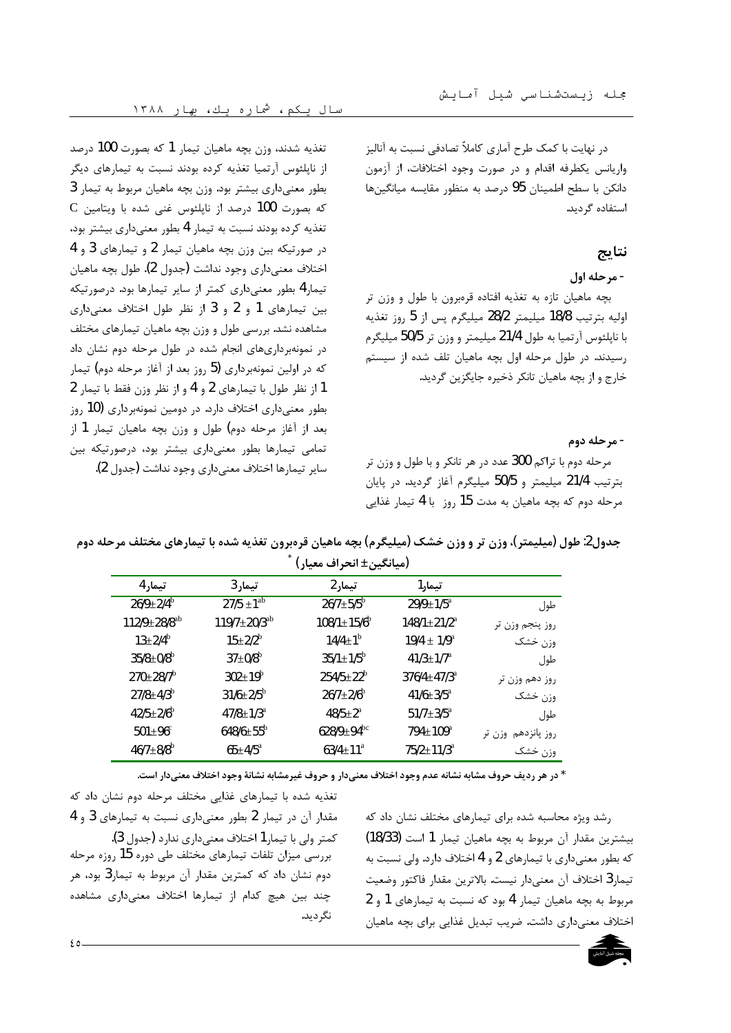در نهایت با کمک طرح آماری کاملاً تصادفی نسبت به آنالیز واریانس یکطرفه اقدام و در صورت وجود اختلافات، از آزمون دانکن با سطح اطمینان 95 درصد به منظور مقایسه میانگین‌ها استفاده گردید.

## نتایج

### - مرحله اول

بچه ماهیان تازه به تغذیه افتاده قره‌برون با طول و وزن تر اولیه بترتیب 18/8 میلیمتر 28/2 میلیگرم پس از 5 روز تغذیه با ناپلئوس آرتمیا به طول 21/4 میلیمتر و وزن تر 50/5 میلیگرم رسیدند. در طول مرحله اول بچه ماهیان تلف شده از سیستم خارج و از بچه ماهیان تانکر ذخیره جایگزین گردید.

### - مرحله دوم

مرحله دوم با تراکم 300 عدد در هر تانکر و با طول و وزن تر بترتیب 21/4 میلیمتر و 50/5 میلیگرم آغاز گردید. در پایان مرحله دوم که بچه ماهیان به مدت 15 روز با 4 تیمار غذایی تغذیه شدند، وزن بچه ماهیان تیمار 1 که بصورت 100 درصد از ناپلئوس آرتمیا تغذیه کرده بودند نسبت به تیمارهای دیگر بطور معنی‌داری بیشتر بود. وزن بچه ماهیان مربوط به تیمار 3 که بصورت 100 درصد از ناپلئوس غنی شده با ویتامین C تغذیه کرده بودند نسبت به تیمار 4 بطور معنی‌داری بیشتر بود، در صورتیکه بین وزن بچه ماهیان تیمار 2 و تیمارهای 3 و 4 اختلاف معنی‌داری وجود نداشت (جدول 2). طول بچه ماهیان تیمار4 بطور معنی‌داری کمتر از سایر تیمارها بود. درصورتیکه بین تیمارهای 1 و 2 و 3 از نظر طول اختلاف معنی‌داری مشاهده نشد. بررسی طول و وزن بچه ماهیان تیمارهای مختلف در نمونه‌برداری‌های انجام شده در طول مرحله دوم نشان داد که در اولین نمونه‌برداری (5 روز بعد از آغاز مرحله دوم) تیمار 1 از نظر طول با تیمارهای 2 و 4 و از نظر وزن فقط با تیمار 2 بطور معنی‌داری اختلاف دارد. در دومین نمونه‌برداری (10 روز بعد از آغاز مرحله دوم) طول و وزن بچه ماهیان تیمار 1 از تمامی تیمارها بطور معنی‌داری بیشتر بود، درصورتیکه بین سایر تیمارها اختلاف معنی‌داری وجود نداشت (جدول 2).

**جدول2: طول (میلیمتر)، وزن تر و وزن خشک (میلیگرم) بچه ماهیان قره‌برون تغذیه شده با تیمارهای مختلف مرحله دوم (میانگین± انحراف معیار) ***

| | | تیمار1 | تیمار2 | تیمار3 | تیمار4 |
|---|---|---|---|---|---|
| روز پنجم | طول | 29/9±1/5[a] | 26/7±5/5[b] | 27/5 ±1[ab] | 26/9±2/4[b] |
| | وزن تر | 148/1±21/2[a] | 108/1±15/6[b] | 119/7±20/3[ab] | 112/9±28/8[ab] |
| | وزن خشک | 19/4 ± 1/9[a] | 14/4±1[b] | 15±2/2[b] | 13±2/4[b] |
| روز دهم | طول | 41/3±1/7[a] | 35/1±1/5[b] | 37±0/8[b] | 35/8±0/8[b] |
| | وزن تر | 376/4±47/3[a] | 254/5±22[b] | 302±19[b] | 270±28/7[b] |
| | وزن خشک | 41/6±3/5[a] | 26/7±2/6[b] | 31/6±2/5[b] | 27/8±4/3[b] |
| روز پانزدهم | طول | 51/7±3/5[a] | 48/5±2[a] | 47/8±1/3[a] | 42/5±2/6[b] |
| | وزن تر | 794±109[a] | 628/9±94[bc] | 648/6±55[b] | 501±96[c] |
| | وزن خشک | 75/2±11/3[a] | 63/4±11[a] | 65±4/5[a] | 46/7±8/8[b] |

* در هر ردیف حروف مشابه نشانه عدم وجود اختلاف معنی‌دار و حروف غیرمشابه نشانهٔ وجود اختلاف معنی‌دار است.

رشد ویژه محاسبه شده برای تیمارهای مختلف نشان داد که بیشترین مقدار آن مربوط به بچه ماهیان تیمار 1 است (18/33) که بطور معنی‌داری با تیمارهای 2 و 4 اختلاف دارد. ولی نسبت به تیمار3 اختلاف آن معنی‌دار نیست. بالاترین مقدار فاکتور وضعیت مربوط به بچه ماهیان تیمار 4 بود که نسبت به تیمارهای 1 و 2 اختلاف معنی‌داری داشت. ضریب تبدیل غذایی برای بچه ماهیان تغذیه شده با تیمارهای غذایی مختلف مرحله دوم نشان داد که مقدار آن در تیمار 2 بطور معنی‌داری نسبت به تیمارهای 3 و 4 کمتر ولی با تیمار1 اختلاف معنی‌داری ندارد (جدول 3).

بررسی میزان تلفات تیمارهای مختلف طی دوره 15 روزه مرحله دوم نشان داد که کمترین مقدار آن مربوط به تیمار3 بود، هر چند بین هیچ کدام از تیمارها اختلاف معنی‌داری مشاهده نگردید.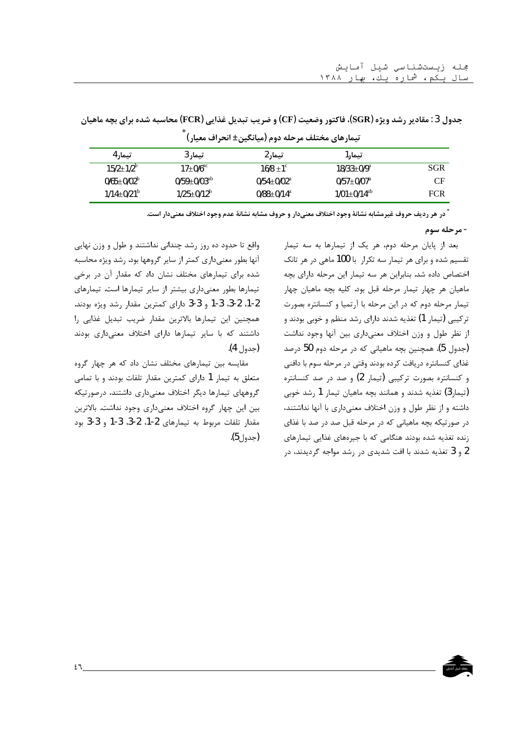جدول 3 : مقادیر رشد ویژه (SGR)، فاکتور وضعیت (CF) و ضریب تبدیل غذایی (FCR) محاسبه شده برای بچه ماهیان تیمارهای مختلف مرحله دوم (میانگین± انحراف معیار)*

| | تیمار1 | تیمار2 | تیمار3 | تیمار4 |
|---|---|---|---|---|
| SGR | $18/33\pm0/9^{a}$ | $16/8\pm1^{c}$ | $17\pm0/6^{bc}$ | $15/2\pm1/2^{b}$ |
| CF | $0/57\pm0/07^{a}$ | $0/54\pm0/02^{a}$ | $0/59\pm0/03^{ab}$ | $0/65\pm0/02^{b}$ |
| FCR | $1/01\pm0/14^{ab}$ | $0/88\pm0/14^{a}$ | $1/25\pm0/12^{b}$ | $1/14\pm0/21^{b}$ |

* در هر ردیف حروف غیرمشابه نشانهٔ وجود اختلاف معنی‌دار و حروف مشابه نشانهٔ عدم وجود اختلاف معنی‌دار است.

- مرحله سوم

بعد از پایان مرحله دوم، هر یک از تیمارها به سه تیمار تقسیم شده و برای هر تیمار سه تکرار با 100 ماهی در هر تانک اختصاص داده شد. بنابراین هر سه تیمار این مرحله دارای بچه ماهیان هر چهار تیمار مرحله قبل بود. کلیه بچه ماهیان چهار تیمار مرحله دوم که در این مرحله با آرتمیا و کنسانتره بصورت ترکیبی (تیمار 1) تغذیه شدند دارای رشد منظم و خوبی بودند و از نظر طول و وزن اختلاف معنی‌داری بین آنها وجود نداشت (جدول 5). همچنین بچه ماهیانی که در مرحله دوم 50 درصد غذای کنسانتره دریافت کرده بودند وقتی در مرحله سوم با دافنی و کنسانتره بصورت ترکیبی (تیمار 2) و صد در صد کنسانتره (تیمار3) تغذیه شدند و همانند بچه ماهیان تیمار 1 رشد خوبی داشته و از نظر طول و وزن اختلاف معنی‌داری با آنها نداشتند، در صورتیکه بچه ماهیانی که در مرحله قبل صد در صد با غذای زنده تغذیه شده بودند هنگامی که با جیره‌های غذایی تیمارهای 2 و 3 تغذیه شدند با افت شدیدی در رشد مواجه گردیدند، در واقع تا حدود ده روز رشد چندانی نداشتند و طول و وزن نهایی آنها بطور معنی‌داری کمتر از سایر گروهها بود. رشد ویژه محاسبه شده برای تیمارهای مختلف نشان داد که مقدار آن در برخی تیمارها بطور معنی‌داری بیشتر از سایر تیمارها است. تیمارهای 2-1، 2-3، 3-1 و 3-3 دارای کمترین مقدار رشد ویژه بودند. همچنین این تیمارها بالاترین مقدار ضریب تبدیل غذایی را داشتند که با سایر تیمارها دارای اختلاف معنی‌داری بودند (جدول 4).

مقایسه بین تیمارهای مختلف نشان داد که هر چهار گروه متعلق به تیمار 1 دارای کمترین مقدار تلفات بودند و با تمامی گروههای تیمارهای دیگر اختلاف معنی‌داری داشتند، درصورتیکه بین این چهار گروه اختلاف معنی‌داری وجود نداشت. بالاترین مقدار تلفات مربوط به تیمارهای 2-1، 2-3، 3-1 و 3-3 بود (جدول5).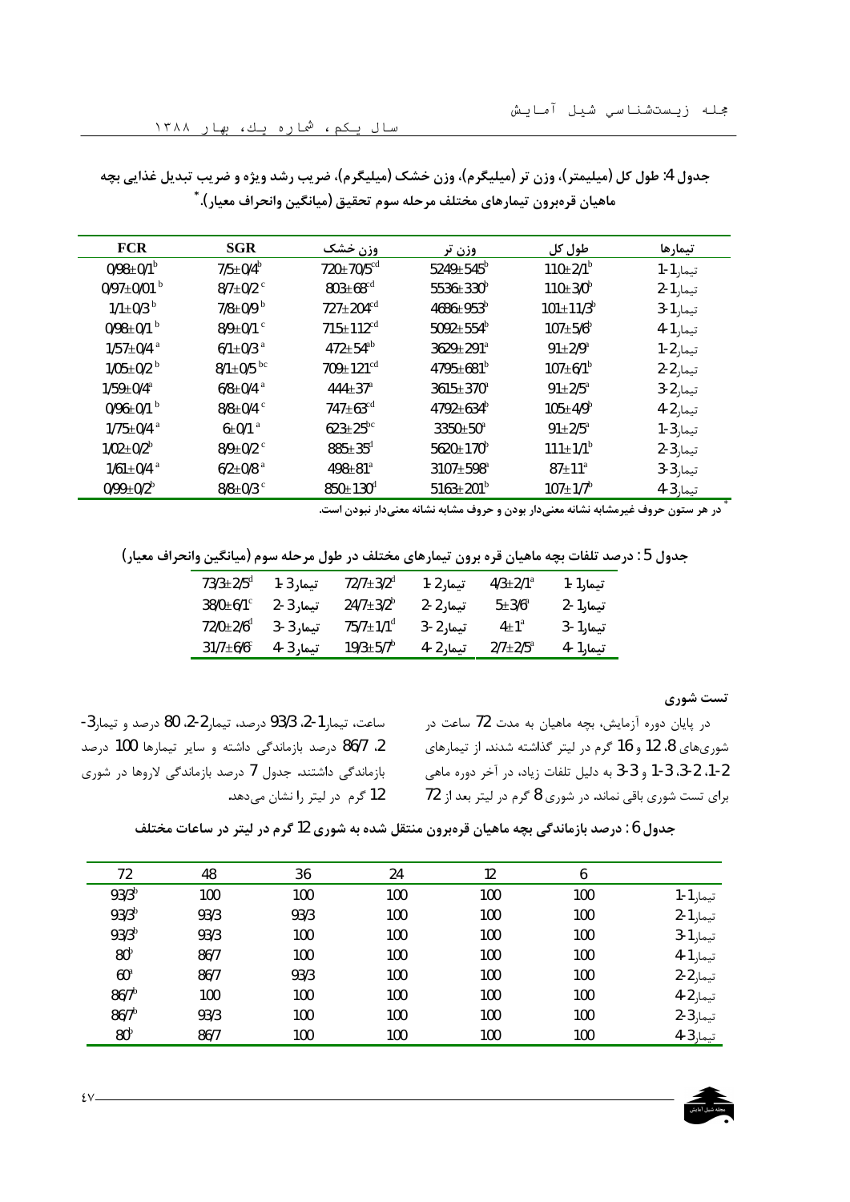جدول 4: طول کل (میلیمتر)، وزن تر (میلیگرم)، وزن خشک (میلیگرم)، ضریب رشد ویژه و ضریب تبدیل غذایی بچه ماهیان قره‌برون تیمارهای مختلف مرحله سوم تحقیق (میانگین وانحراف معیار).*

| تیمارها | طول کل | وزن تر | وزن خشک | SGR | FCR |
|---|---|---|---|---|---|
| تیمار1-1 | $110±2/1^{b}$ | $5249±545^{b}$ | $720±70/5^{cd}$ | $7/5±0/4^{b}$ | $0/98±0/1^{b}$ |
| تیمار1-2 | $110±3/0^{b}$ | $5536±330^{b}$ | $803±68^{cd}$ | $8/7±0/2^{c}$ | $0/97±0/01^{b}$ |
| تیمار1-3 | $101±11/3^{b}$ | $4686±953^{b}$ | $727±204^{cd}$ | $7/8±0/9^{b}$ | $1/1±0/3^{b}$ |
| تیمار1-4 | $107±5/6^{b}$ | $5092±554^{b}$ | $715±112^{cd}$ | $8/9±0/1^{c}$ | $0/98±0/1^{b}$ |
| تیمار2-1 | $91±2/9^{a}$ | $3629±291^{a}$ | $472±54^{ab}$ | $6/1±0/3^{a}$ | $1/57±0/4^{a}$ |
| تیمار2-2 | $107±6/1^{b}$ | $4795±681^{b}$ | $709±121^{cd}$ | $8/1±0/5^{bc}$ | $1/05±0/2^{b}$ |
| تیمار2-3 | $91±2/5^{a}$ | $3615±370^{a}$ | $444±37^{a}$ | $6/8±0/4^{a}$ | $1/59±0/4^{a}$ |
| تیمار2-4 | $105±4/9^{b}$ | $4792±634^{b}$ | $747±63^{cd}$ | $8/8±0/4^{c}$ | $0/96±0/1^{b}$ |
| تیمار3-1 | $91±2/5^{a}$ | $3350±50^{a}$ | $623±25^{bc}$ | $6±0/1^{a}$ | $1/75±0/4^{a}$ |
| تیمار3-2 | $111±1/1^{b}$ | $5620±170^{b}$ | $885±35^{d}$ | $8/9±0/2^{c}$ | $1/02±0/2^{b}$ |
| تیمار3-3 | $87±11^{a}$ | $3107±598^{a}$ | $498±81^{a}$ | $6/2±0/8^{a}$ | $1/61±0/4^{a}$ |
| تیمار3-4 | $107±1/7^{b}$ | $5163±201^{b}$ | $850±130^{d}$ | $8/8±0/3^{c}$ | $0/99±0/2^{b}$ |

* در هر ستون حروف غیرمشابه نشانه معنی‌دار بودن و حروف مشابه نشانه معنی‌دار نبودن است.

جدول 5 : درصد تلفات بچه ماهیان قره برون تیمارهای مختلف در طول مرحله سوم (میانگین وانحراف معیار)

| تیمار | درصد تلفات | تیمار | درصد تلفات | تیمار | درصد تلفات |
|---|---|---|---|---|---|
| تیمار1 -1 | $4/3±2/1^{a}$ | تیمار2 -1 | $72/7±3/2^{d}$ | تیمار3 -1 | $73/3±2/5^{d}$ |
| تیمار1 -2 | $5±3/6^{a}$ | تیمار2 -2 | $24/7±3/2^{b}$ | تیمار3 -2 | $38/0±6/1^{c}$ |
| تیمار1 -3 | $4±1^{a}$ | تیمار2 -3 | $75/7±1/1^{d}$ | تیمار3 -3 | $72/0±2/6^{d}$ |
| تیمار1 -4 | $2/7±2/5^{a}$ | تیمار2 -4 | $19/3±5/7^{b}$ | تیمار3 -4 | $31/7±6/6^{c}$ |

### تست شوری

در پایان دوره آزمایش، بچه ماهیان به مدت 72 ساعت در شوری‌های 8، 12 و 16 گرم در لیتر گذاشته شدند. از تیمارهای 2-1، 2-3، 1-3 و 3-3 به دلیل تلفات زیاد، در آخر دوره ماهی برای تست شوری باقی نماند. در شوری 8 گرم در لیتر بعد از 72 ساعت، تیمار1-2، 93/3 درصد، تیمار2-2، 80 درصد و تیمار3-2، 86/7 درصد بازماندگی داشته و سایر تیمارها 100 درصد بازماندگی داشتند. جدول 7 درصد بازماندگی لاروها در شوری 12 گرم در لیتر را نشان می‌دهد.

جدول 6 : درصد بازماندگی بچه ماهیان قره‌برون منتقل شده به شوری 12 گرم در لیتر در ساعات مختلف

| | 6 | 12 | 24 | 36 | 48 | 72 |
|---|---|---|---|---|---|---|
| تیمار1-1 | 100 | 100 | 100 | 100 | 100 | $93/3^{b}$ |
| تیمار1-2 | 100 | 100 | 100 | 93/3 | 93/3 | $93/3^{b}$ |
| تیمار1-3 | 100 | 100 | 100 | 100 | 93/3 | $93/3^{b}$ |
| تیمار1-4 | 100 | 100 | 100 | 100 | 86/7 | $80^{b}$ |
| تیمار2-2 | 100 | 100 | 100 | 93/3 | 86/7 | $60^{a}$ |
| تیمار2-4 | 100 | 100 | 100 | 100 | 100 | $86/7^{b}$ |
| تیمار3-2 | 100 | 100 | 100 | 100 | 93/3 | $86/7^{b}$ |
| تیمار3-4 | 100 | 100 | 100 | 100 | 86/7 | $80^{b}$ |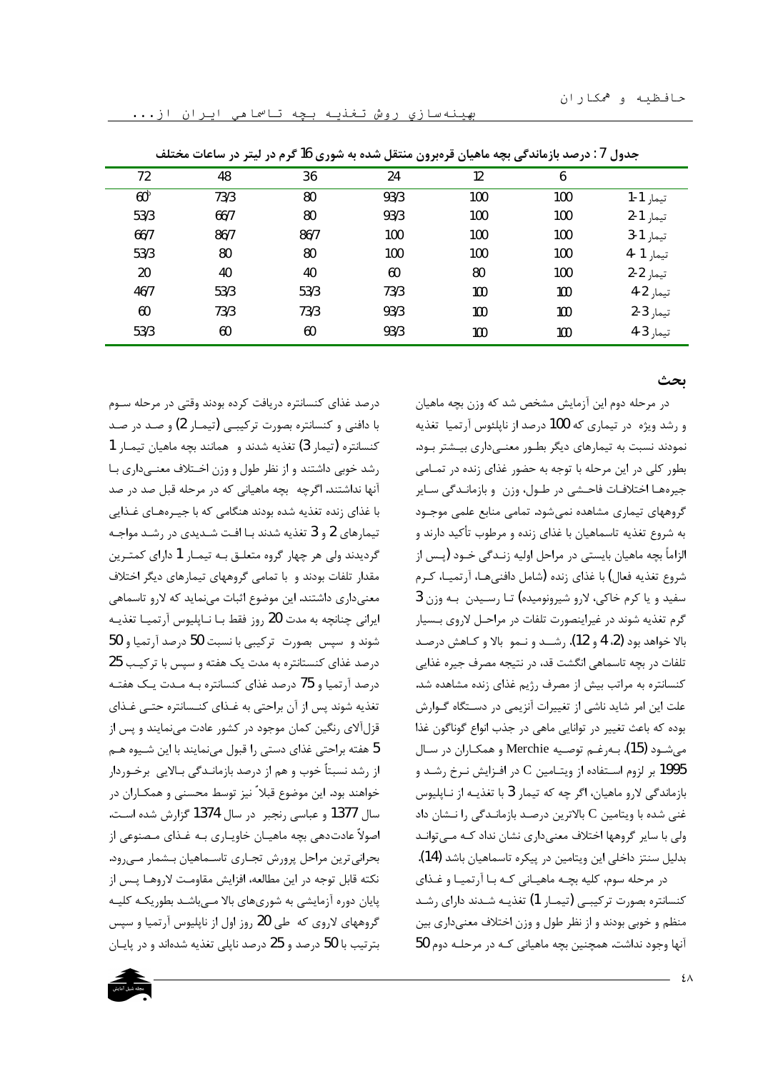جدول 7 : درصد بازماندگی بچه ماهیان قره‌برون منتقل شده به شوری 16 گرم در لیتر در ساعات مختلف

| | 6 | 12 | 24 | 36 | 48 | 72 |
|---|---|---|---|---|---|---|
| تیمار 1-1 | 100 | 100 | 93/3 | 80 | 73/3 | 60 |
| تیمار 1-2 | 100 | 100 | 93/3 | 80 | 66/7 | 53/3 |
| تیمار 1-3 | 100 | 100 | 100 | 86/7 | 86/7 | 66/7 |
| تیمار 1-4 | 100 | 100 | 100 | 80 | 80 | 53/3 |
| تیمار 2-2 | 100 | 80 | 60 | 40 | 40 | 20 |
| تیمار 2-4 | 100 | 100 | 73/3 | 53/3 | 53/3 | 46/7 |
| تیمار 3-2 | 100 | 100 | 93/3 | 73/3 | 73/3 | 60 |
| تیمار 3-4 | 100 | 100 | 93/3 | 60 | 60 | 53/3 |

## بحث

در مرحله دوم این آزمایش مشخص شد که وزن بچه ماهیان و رشد ویژه در تیماری که 100 درصد از ناپلئوس آرتمیا تغذیه نمودند نسبت به تیمارهای دیگر بطور معنی‌داری بیشتر بود. بطور کلی در این مرحله با توجه به حضور غذای زنده در تمامی جیره‌ها اختلافات فاحشی در طول، وزن و بازماندگی سایر گروههای تیماری مشاهده نمی‌شود. تمامی منابع علمی موجود به شروع تغذیه تاسماهیان با غذای زنده و مرطوب تأکید دارند و الزاماً بچه ماهیان بایستی در مراحل اولیه زندگی خود (پس از شروع تغذیه فعال) با غذای زنده (شامل دافنی‌ها، آرتمیا، کرم سفید و یا کرم خاکی، لارو شیرونومیده) تا رسیدن به وزن 3 گرم تغذیه شوند در غیراینصورت تلفات در مراحل لاروی بسیار بالا خواهد بود (2، 4 و 12). رشد و نمو بالا و کاهش درصد تلفات در بچه تاسماهی انگشت قد، در نتیجه مصرف جیره غذایی کنسانتره به مراتب بیش از مصرف رژیم غذای زنده مشاهده شد. علت این امر شاید ناشی از تغییرات آنزیمی در دستگاه گوارش بوده که باعث تغییر در توانایی ماهی در جذب انواع گوناگون غذا می‌شود (15). بەرغم توصیه Merchie و همکاران در سال 1995 بر لزوم استفاده از ویتامین C در افزایش نرخ رشد و بازماندگی لارو ماهیان، اگر چه که تیمار 3 با تغذیه از ناپلیوس غنی شده با ویتامین C بالاترین درصد بازماندگی را نشان داد ولی با سایر گروهها اختلاف معنی‌داری نشان نداد که می‌تواند بدلیل سنتز داخلی این ویتامین در پیکره تاسماهیان باشد (14).

در مرحله سوم، کلیه بچه ماهیانی که با آرتمیا و غذای کنسانتره بصورت ترکیبی (تیمار 1) تغذیه شدند دارای رشد منظم و خوبی بودند و از نظر طول و وزن اختلاف معنی‌داری بین آنها وجود نداشت. همچنین بچه ماهیانی که در مرحله دوم 50 درصد غذای کنسانتره دریافت کرده بودند وقتی در مرحله سوم با دافنی و کنسانتره بصورت ترکیبی (تیمار 2) و صد در صد کنسانتره (تیمار 3) تغذیه شدند و همانند بچه ماهیان تیمار 1 رشد خوبی داشتند و از نظر طول و وزن اختلاف معنی‌داری با آنها نداشتند. اگرچه بچه ماهیانی که در مرحله قبل صد در صد با غذای زنده تغذیه شده بودند هنگامی که با جیره‌های غذایی تیمارهای 2 و 3 تغذیه شدند با افت شدیدی در رشد مواجه گردیدند ولی هر چهار گروه متعلق به تیمار 1 دارای کمترین مقدار تلفات بودند و با تمامی گروههای تیمارهای دیگر اختلاف معنی‌داری داشتند. این موضوع اثبات می‌نماید که لارو تاسماهی ایرانی چنانچه به مدت 20 روز فقط با ناپلیوس آرتمیا تغذیه شوند و سپس بصورت ترکیبی با نسبت 50 درصد آرتمیا و 50 درصد غذای کنستانتره به مدت یک هفته و سپس با ترکیب 25 درصد آرتمیا و 75 درصد غذای کنسانتره به مدت یک هفته تغذیه شوند پس از آن براحتی به غذای کنسانتره حتی غذای قزل‌آلای رنگین کمان موجود در کشور عادت می‌نمایند و پس از 5 هفته براحتی غذای دستی را قبول می‌نمایند با این شیوه هم از رشد نسبتاً خوب و هم از درصد بازماندگی بالایی برخوردار خواهند بود. این موضوع قبلاً نیز توسط محسنی و همکاران در سال 1377 و عباسی رنجبر در سال 1374 گزارش شده است. اصولاً عادت‌دهی بچه ماهیان خاویاری به غذای مصنوعی از بحرانی‌ترین مراحل پرورش تجاری تاسماهیان بشمار می‌رود. نکته قابل توجه در این مطالعه، افزایش مقاومت لاروها پس از پایان دوره آزمایشی به شوری‌های بالا می‌باشد بطوریکه کلیه گروههای لاروی که طی 20 روز اول از ناپلیوس آرتمیا و سپس بترتیب با 50 درصد و 25 درصد ناپلی تغذیه شده‌اند و در پایان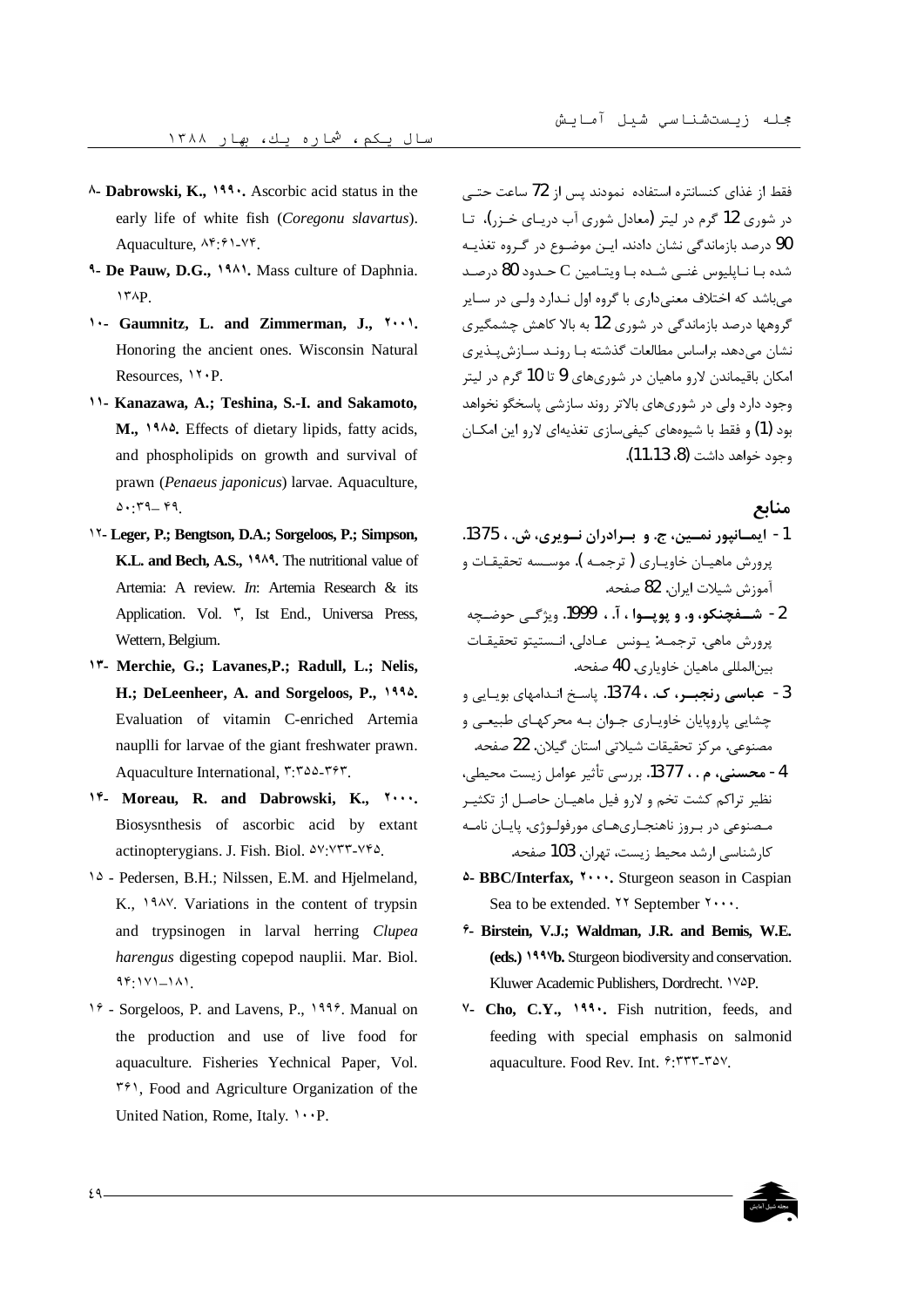فقط از غذای کنسانتره استفاده نمودند پس از 72 ساعت حتـی در شوری 12 گرم در لیتر (معادل شوری آب دریـای خـزر)، تـا 90 درصد بازماندگی نشان دادند. ایـن موضـوع در گـروه تغذیـه شده بـا نـاپلیوس غنـی شـده بـا ویتـامین C حـدود 80 درصـد می‌باشد که اختلاف معنی‌داری با گروه اول نـدارد ولـی در سـایر گروهها درصد بازماندگی در شوری 12 به بالا کاهش چشمگیری نشان می‌دهد. براساس مطالعات گذشته بـا رونـد سـازش‌پـذیری امکان باقیماندن لارو ماهیان در شوری‌های 9 تا 10 گرم در لیتر وجود دارد ولی در شوری‌های بالاتر روند سازشی پاسخگو نخواهد بود (1) و فقط با شیوه‌های کیفی‌سازی تغذیه‌ای لارو این امکـان وجود خواهد داشت (8، 11،13).

## منابع

1- **ایمـانپور نمـین، ج. و بـرادران نـویری، ش. ، 1375.** پرورش ماهیـان خاویـاری ( ترجمـه ). موسسـه تحقیقـات و آموزش شیلات ایران. 82 صفحه.

2- **شـفچنکو، و. و پوپـوا ، آ. ، 1999.** ویژگـی حوضـچه پرورش ماهی. ترجمـه: یـونس عـادلی. انـستیتو تحقیقـات بین‌المللی ماهیان خاویاری. 40 صفحه.

3- **عباسی رنجبـر، ک. ، 1374.** پاسـخ انـدامهای بویـایی و چشایی پاروپایان خاویـاری جـوان بـه محرکهـای طبیعـی و مصنوعی. مرکز تحقیقات شیلاتی استان گیلان. 22 صفحه.

4- **محسنی، م. ، 1377.** بررسی تأثیر عوامل زیست محیطی، نظیر تراکم کشت تخم و لارو فیل ماهیـان حاصـل از تکثیـر مـصنوعی در بـروز ناهنجـاری‌هـای مورفولـوژی. پایـان نامـه کارشناسی ارشد محیط زیست، تهران. 103 صفحه.

۵- **BBC/Interfax, ۲۰۰۰.** Sturgeon season in Caspian Sea to be extended. ۲۲ September ۲۰۰۰.

۶- **Birstein, V.J.; Waldman, J.R. and Bemis, W.E. (eds.) ۱۹۹۷b.** Sturgeon biodiversity and conservation. Kluwer Academic Publishers, Dordrecht. ۱۷۵P.

۷- **Cho, C.Y., ۱۹۹۰.** Fish nutrition, feeds, and feeding with special emphasis on salmonid aquaculture. Food Rev. Int. ۶:۳۳۳-۳۵۷.

۸- **Dabrowski, K., ۱۹۹۰.** Ascorbic acid status in the early life of white fish (*Coregonu slavartus*). Aquaculture, ۸۴:۶۱-۷۴.

۹- **De Pauw, D.G., ۱۹۸۱.** Mass culture of Daphnia. ۱۳۸P.

۱۰- **Gaumnitz, L. and Zimmerman, J., ۲۰۰۱.** Honoring the ancient ones. Wisconsin Natural Resources, ۱۲۰P.

۱۱- **Kanazawa, A.; Teshina, S.-I. and Sakamoto, M., ۱۹۸۵.** Effects of dietary lipids, fatty acids, and phospholipids on growth and survival of prawn (*Penaeus japonicus*) larvae. Aquaculture, ۵۰:۳۹–۴۹.

۱۲- **Leger, P.; Bengtson, D.A.; Sorgeloos, P.; Simpson, K.L. and Bech, A.S., ۱۹۸۹.** The nutritional value of Artemia: A review. *In*: Artemia Research & its Application. Vol. ۳, Ist End., Universa Press, Wettern, Belgium.

۱۳- **Merchie, G.; Lavanes,P.; Radull, L.; Nelis, H.; DeLeenheer, A. and Sorgeloos, P., ۱۹۹۵.** Evaluation of vitamin C-enriched Artemia naupIli for larvae of the giant freshwater prawn. Aquaculture International, ۳:۳۵۵-۳۶۳.

۱۴- **Moreau, R. and Dabrowski, K., ۲۰۰۰.** Biosysnthesis of ascorbic acid by extant actinopterygians. J. Fish. Biol. ۵۷:۷۳۳-۷۴۵.

۱۵ - Pedersen, B.H.; Nilssen, E.M. and Hjelmeland, K., ۱۹۸۷. Variations in the content of trypsin and trypsinogen in larval herring *Clupea harengus* digesting copepod nauplii. Mar. Biol. ۹۴:۱۷۱–۱۸۱.

۱۶ - Sorgeloos, P. and Lavens, P., ۱۹۹۶. Manual on the production and use of live food for aquaculture. Fisheries Yechnical Paper, Vol. ۳۶۱, Food and Agriculture Organization of the United Nation, Rome, Italy. ۱۰۰P.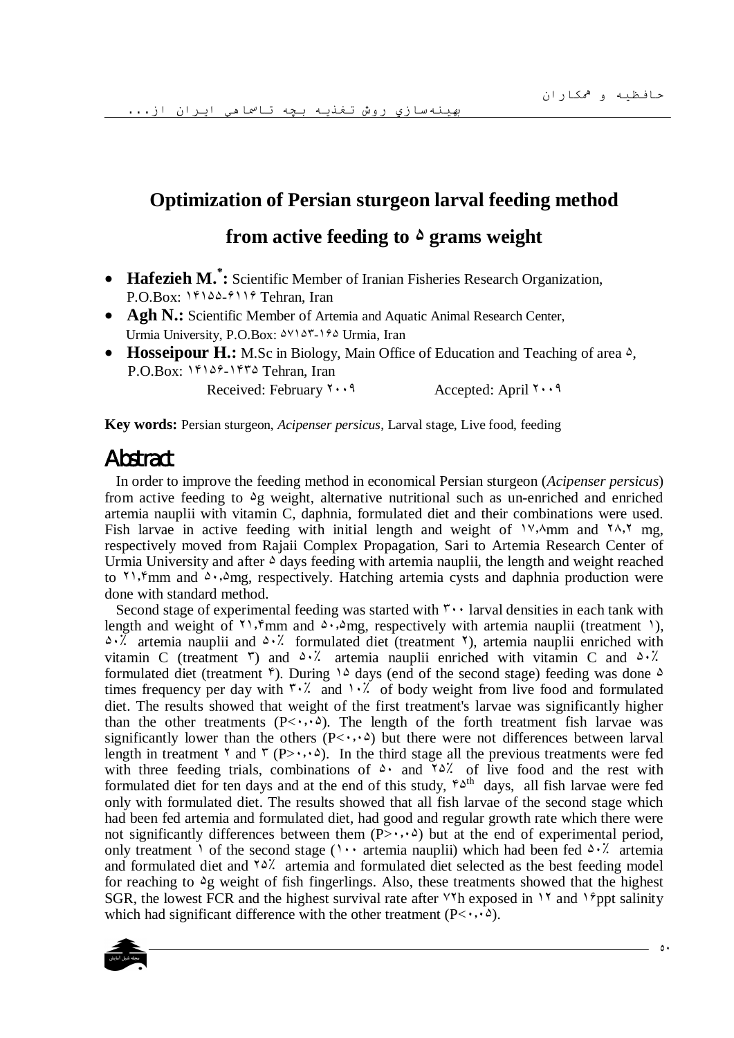# Optimization of Persian sturgeon larval feeding method from active feeding to ۵ grams weight

- **Hafezieh M.[*]:** Scientific Member of Iranian Fisheries Research Organization, P.O.Box: ۱۴۱۵۵-۶۱۱۶ Tehran, Iran
- **Agh N.:** Scientific Member of Artemia and Aquatic Animal Research Center, Urmia University, P.O.Box: ۵۷۱۵۳-۱۶۵ Urmia, Iran
- **Hosseipour H.:** M.Sc in Biology, Main Office of Education and Teaching of area ۵, P.O.Box: ۱۴۱۵۶-۱۴۳۵ Tehran, Iran

Received: February ۲۰۰۹ Accepted: April ۲۰۰۹

**Key words:** Persian sturgeon, *Acipenser persicus*, Larval stage, Live food, feeding

## Abstract

In order to improve the feeding method in economical Persian sturgeon (*Acipenser persicus*) from active feeding to ۵g weight, alternative nutritional such as un-enriched and enriched artemia nauplii with vitamin C, daphnia, formulated diet and their combinations were used. Fish larvae in active feeding with initial length and weight of ۱۷,۸mm and ۲۸,۲ mg, respectively moved from Rajaii Complex Propagation, Sari to Artemia Research Center of Urmia University and after ۵ days feeding with artemia nauplii, the length and weight reached to ۲۱,۴mm and ۵۰,۵mg, respectively. Hatching artemia cysts and daphnia production were done with standard method.

Second stage of experimental feeding was started with ۳۰۰ larval densities in each tank with length and weight of ۲۱,۴mm and ۵۰,۵mg, respectively with artemia nauplii (treatment ۱), ۵۰٪ artemia nauplii and ۵۰٪ formulated diet (treatment ۲), artemia nauplii enriched with vitamin C (treatment ۳) and ۵۰٪ artemia nauplii enriched with vitamin C and ۵۰٪ formulated diet (treatment ۴). During ۱۵ days (end of the second stage) feeding was done ۵ times frequency per day with ۳۰٪ and ۱۰٪ of body weight from live food and formulated diet. The results showed that weight of the first treatment's larvae was significantly higher than the other treatments (P<۰,۰۵). The length of the forth treatment fish larvae was significantly lower than the others (P<۰,۰۵) but there were not differences between larval length in treatment ۲ and ۳ (P>۰,۰۵). In the third stage all the previous treatments were fed with three feeding trials, combinations of ۵۰ and ۲۵٪ of live food and the rest with formulated diet for ten days and at the end of this study, ۴۵th days, all fish larvae were fed only with formulated diet. The results showed that all fish larvae of the second stage which had been fed artemia and formulated diet, had good and regular growth rate which there were not significantly differences between them (P>۰,۰۵) but at the end of experimental period, only treatment ۱ of the second stage (۱۰۰ artemia nauplii) which had been fed ۵۰٪ artemia and formulated diet and ۲۵٪ artemia and formulated diet selected as the best feeding model for reaching to ۵g weight of fish fingerlings. Also, these treatments showed that the highest SGR, the lowest FCR and the highest survival rate after ۷۲h exposed in ۱۲ and ۱۶ppt salinity which had significant difference with the other treatment (P<۰,۰۵).